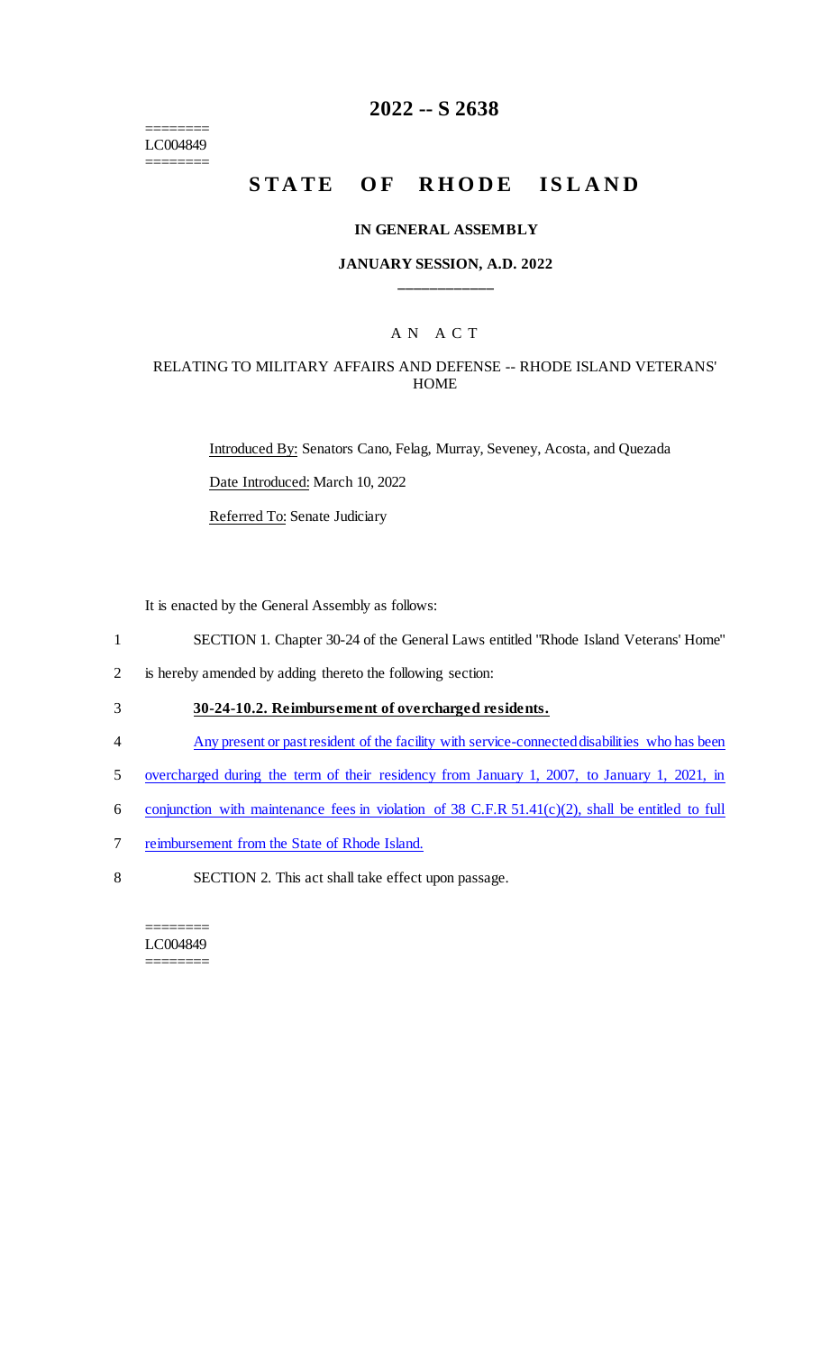========
LC004849
========

# 2022 -- S 2638

# STATE OF RHODE ISLAND

### IN GENERAL ASSEMBLY

### JANUARY SESSION, A.D. 2022

____________

### A N A C T

### RELATING TO MILITARY AFFAIRS AND DEFENSE -- RHODE ISLAND VETERANS' HOME

Introduced By: Senators Cano, Felag, Murray, Seveney, Acosta, and Quezada

Date Introduced: March 10, 2022

Referred To: Senate Judiciary

It is enacted by the General Assembly as follows:

1 SECTION 1. Chapter 30-24 of the General Laws entitled "Rhode Island Veterans' Home"
2 is hereby amended by adding thereto the following section:

3 **30-24-10.2. Reimbursement of overcharged residents.**

4 Any present or past resident of the facility with service-connected disabilities who has been
5 overcharged during the term of their residency from January 1, 2007, to January 1, 2021, in
6 conjunction with maintenance fees in violation of 38 C.F.R 51.41(c)(2), shall be entitled to full
7 reimbursement from the State of Rhode Island.

8 SECTION 2. This act shall take effect upon passage.

========
LC004849
========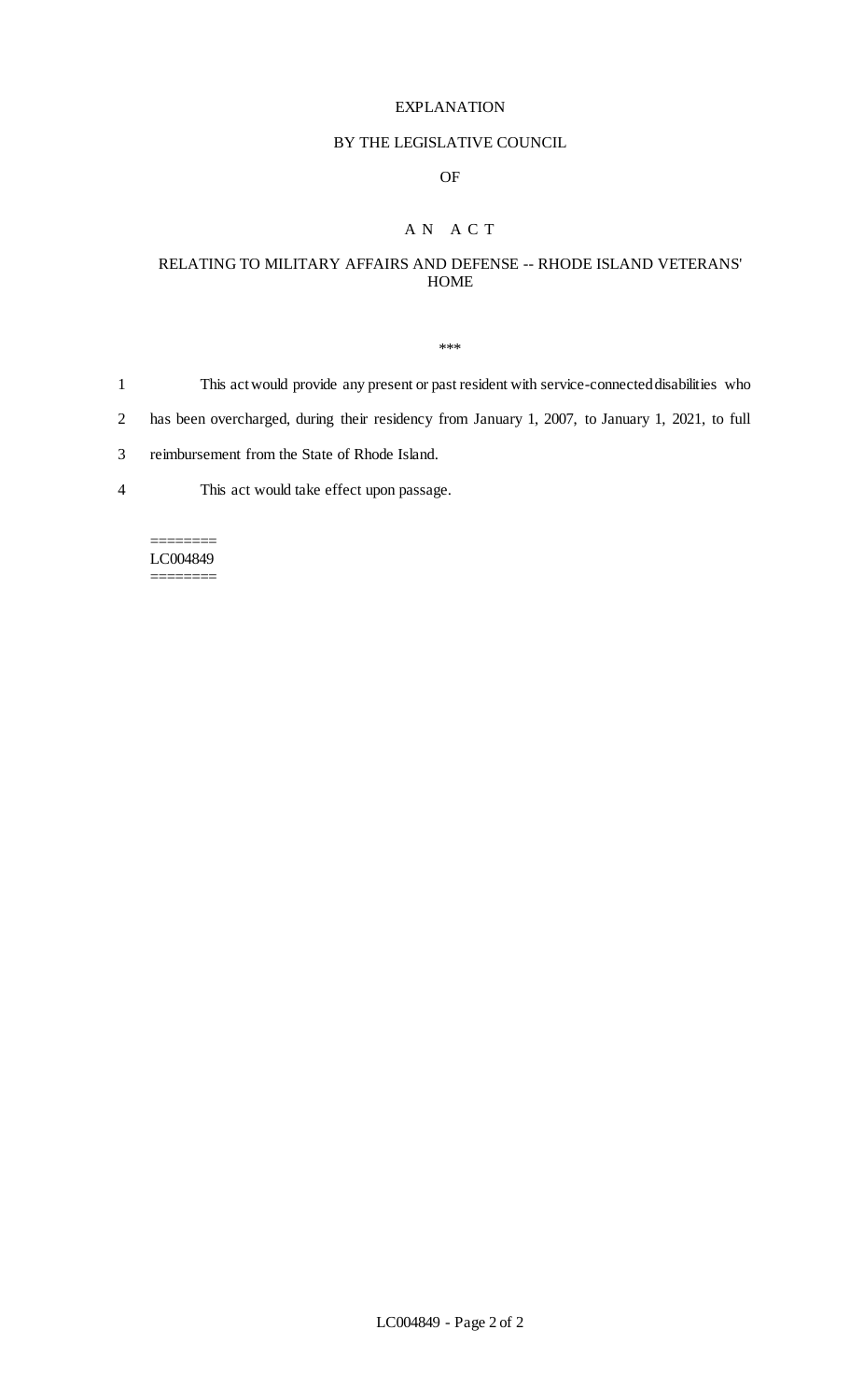EXPLANATION

BY THE LEGISLATIVE COUNCIL

OF

A N A C T

RELATING TO MILITARY AFFAIRS AND DEFENSE -- RHODE ISLAND VETERANS' HOME

\*\*\*

1 This act would provide any present or past resident with service-connected disabilities who

2 has been overcharged, during their residency from January 1, 2007, to January 1, 2021, to full

3 reimbursement from the State of Rhode Island.

4 This act would take effect upon passage.

========
LC004849
========